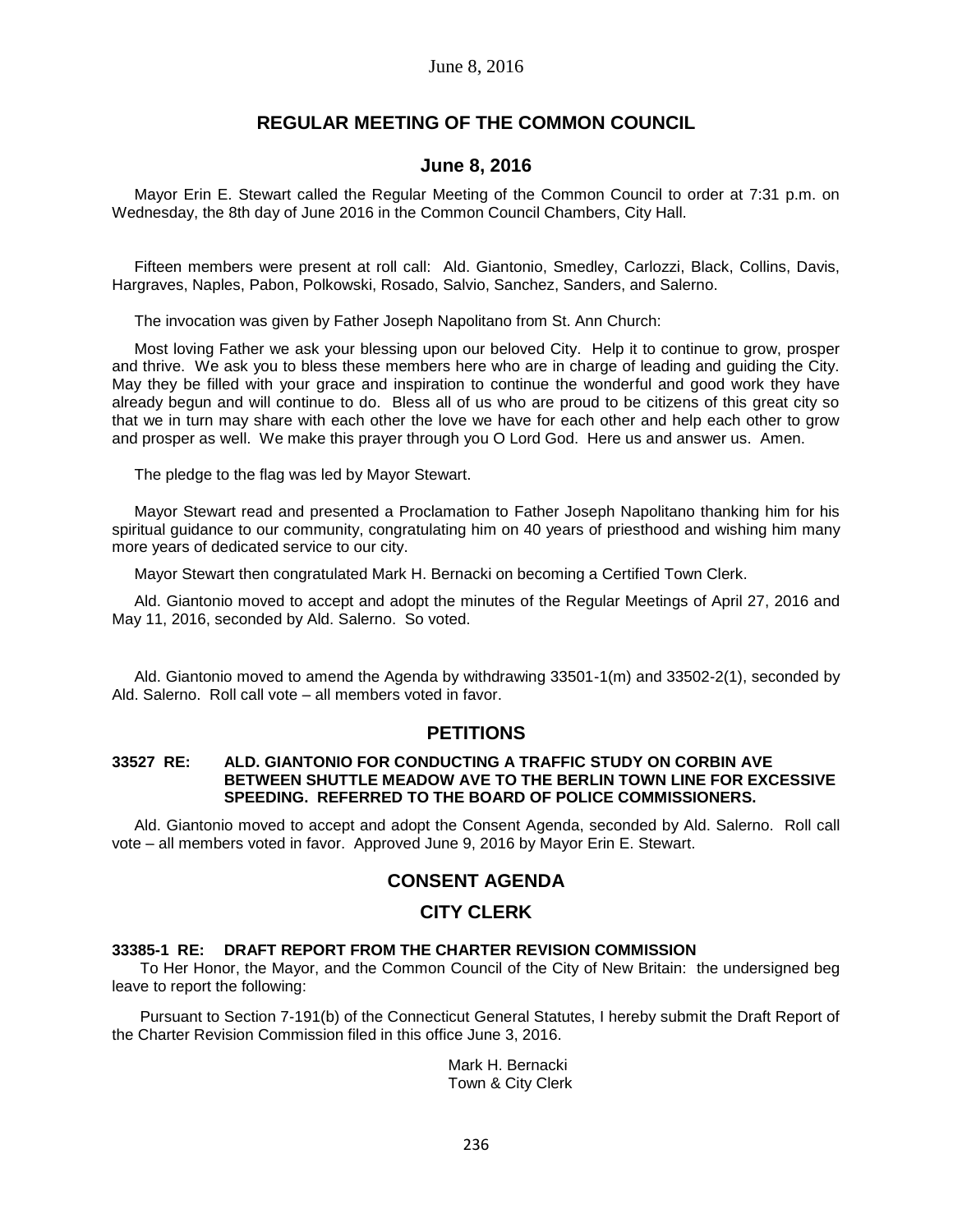June 8, 2016

# REGULAR MEETING OF THE COMMON COUNCIL

## June 8, 2016

Mayor Erin E. Stewart called the Regular Meeting of the Common Council to order at 7:31 p.m. on Wednesday, the 8th day of June 2016 in the Common Council Chambers, City Hall.

Fifteen members were present at roll call: Ald. Giantonio, Smedley, Carlozzi, Black, Collins, Davis, Hargraves, Naples, Pabon, Polkowski, Rosado, Salvio, Sanchez, Sanders, and Salerno.

The invocation was given by Father Joseph Napolitano from St. Ann Church:

Most loving Father we ask your blessing upon our beloved City. Help it to continue to grow, prosper and thrive. We ask you to bless these members here who are in charge of leading and guiding the City. May they be filled with your grace and inspiration to continue the wonderful and good work they have already begun and will continue to do. Bless all of us who are proud to be citizens of this great city so that we in turn may share with each other the love we have for each other and help each other to grow and prosper as well. We make this prayer through you O Lord God. Here us and answer us. Amen.

The pledge to the flag was led by Mayor Stewart.

Mayor Stewart read and presented a Proclamation to Father Joseph Napolitano thanking him for his spiritual guidance to our community, congratulating him on 40 years of priesthood and wishing him many more years of dedicated service to our city.

Mayor Stewart then congratulated Mark H. Bernacki on becoming a Certified Town Clerk.

Ald. Giantonio moved to accept and adopt the minutes of the Regular Meetings of April 27, 2016 and May 11, 2016, seconded by Ald. Salerno. So voted.

Ald. Giantonio moved to amend the Agenda by withdrawing 33501-1(m) and 33502-2(1), seconded by Ald. Salerno. Roll call vote – all members voted in favor.

## PETITIONS

**33527 RE: ALD. GIANTONIO FOR CONDUCTING A TRAFFIC STUDY ON CORBIN AVE BETWEEN SHUTTLE MEADOW AVE TO THE BERLIN TOWN LINE FOR EXCESSIVE SPEEDING. REFERRED TO THE BOARD OF POLICE COMMISSIONERS.**

Ald. Giantonio moved to accept and adopt the Consent Agenda, seconded by Ald. Salerno. Roll call vote – all members voted in favor. Approved June 9, 2016 by Mayor Erin E. Stewart.

## CONSENT AGENDA

## CITY CLERK

**33385-1 RE: DRAFT REPORT FROM THE CHARTER REVISION COMMISSION**

To Her Honor, the Mayor, and the Common Council of the City of New Britain: the undersigned beg leave to report the following:

Pursuant to Section 7-191(b) of the Connecticut General Statutes, I hereby submit the Draft Report of the Charter Revision Commission filed in this office June 3, 2016.

Mark H. Bernacki
Town & City Clerk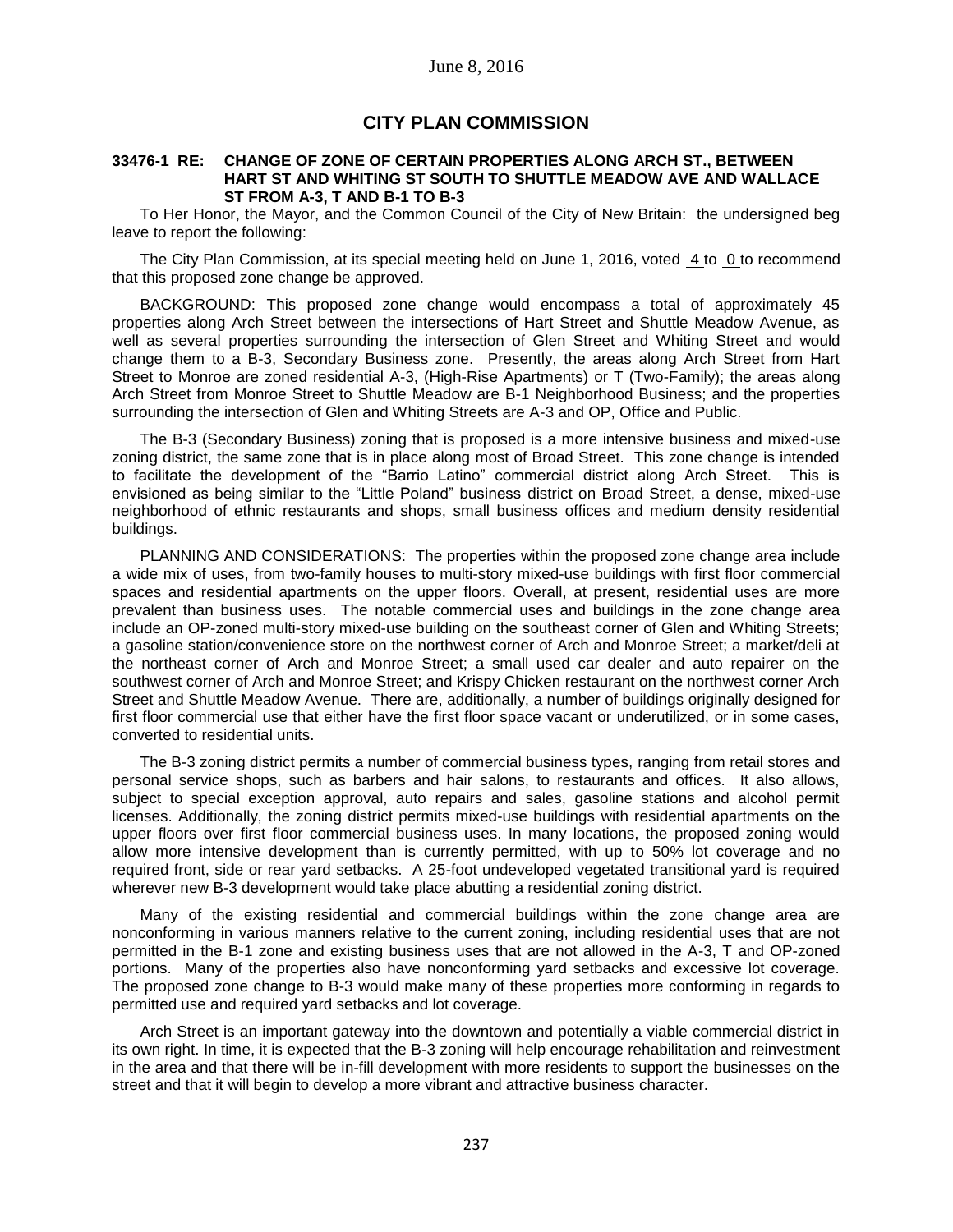June 8, 2016

## CITY PLAN COMMISSION

**33476-1 RE: CHANGE OF ZONE OF CERTAIN PROPERTIES ALONG ARCH ST., BETWEEN HART ST AND WHITING ST SOUTH TO SHUTTLE MEADOW AVE AND WALLACE ST FROM A-3, T AND B-1 TO B-3**

To Her Honor, the Mayor, and the Common Council of the City of New Britain: the undersigned beg leave to report the following:

The City Plan Commission, at its special meeting held on June 1, 2016, voted 4 to 0 to recommend that this proposed zone change be approved.

BACKGROUND: This proposed zone change would encompass a total of approximately 45 properties along Arch Street between the intersections of Hart Street and Shuttle Meadow Avenue, as well as several properties surrounding the intersection of Glen Street and Whiting Street and would change them to a B-3, Secondary Business zone. Presently, the areas along Arch Street from Hart Street to Monroe are zoned residential A-3, (High-Rise Apartments) or T (Two-Family); the areas along Arch Street from Monroe Street to Shuttle Meadow are B-1 Neighborhood Business; and the properties surrounding the intersection of Glen and Whiting Streets are A-3 and OP, Office and Public.

The B-3 (Secondary Business) zoning that is proposed is a more intensive business and mixed-use zoning district, the same zone that is in place along most of Broad Street. This zone change is intended to facilitate the development of the "Barrio Latino" commercial district along Arch Street. This is envisioned as being similar to the "Little Poland" business district on Broad Street, a dense, mixed-use neighborhood of ethnic restaurants and shops, small business offices and medium density residential buildings.

PLANNING AND CONSIDERATIONS: The properties within the proposed zone change area include a wide mix of uses, from two-family houses to multi-story mixed-use buildings with first floor commercial spaces and residential apartments on the upper floors. Overall, at present, residential uses are more prevalent than business uses. The notable commercial uses and buildings in the zone change area include an OP-zoned multi-story mixed-use building on the southeast corner of Glen and Whiting Streets; a gasoline station/convenience store on the northwest corner of Arch and Monroe Street; a market/deli at the northeast corner of Arch and Monroe Street; a small used car dealer and auto repairer on the southwest corner of Arch and Monroe Street; and Krispy Chicken restaurant on the northwest corner Arch Street and Shuttle Meadow Avenue. There are, additionally, a number of buildings originally designed for first floor commercial use that either have the first floor space vacant or underutilized, or in some cases, converted to residential units.

The B-3 zoning district permits a number of commercial business types, ranging from retail stores and personal service shops, such as barbers and hair salons, to restaurants and offices. It also allows, subject to special exception approval, auto repairs and sales, gasoline stations and alcohol permit licenses. Additionally, the zoning district permits mixed-use buildings with residential apartments on the upper floors over first floor commercial business uses. In many locations, the proposed zoning would allow more intensive development than is currently permitted, with up to 50% lot coverage and no required front, side or rear yard setbacks. A 25-foot undeveloped vegetated transitional yard is required wherever new B-3 development would take place abutting a residential zoning district.

Many of the existing residential and commercial buildings within the zone change area are nonconforming in various manners relative to the current zoning, including residential uses that are not permitted in the B-1 zone and existing business uses that are not allowed in the A-3, T and OP-zoned portions. Many of the properties also have nonconforming yard setbacks and excessive lot coverage. The proposed zone change to B-3 would make many of these properties more conforming in regards to permitted use and required yard setbacks and lot coverage.

Arch Street is an important gateway into the downtown and potentially a viable commercial district in its own right. In time, it is expected that the B-3 zoning will help encourage rehabilitation and reinvestment in the area and that there will be in-fill development with more residents to support the businesses on the street and that it will begin to develop a more vibrant and attractive business character.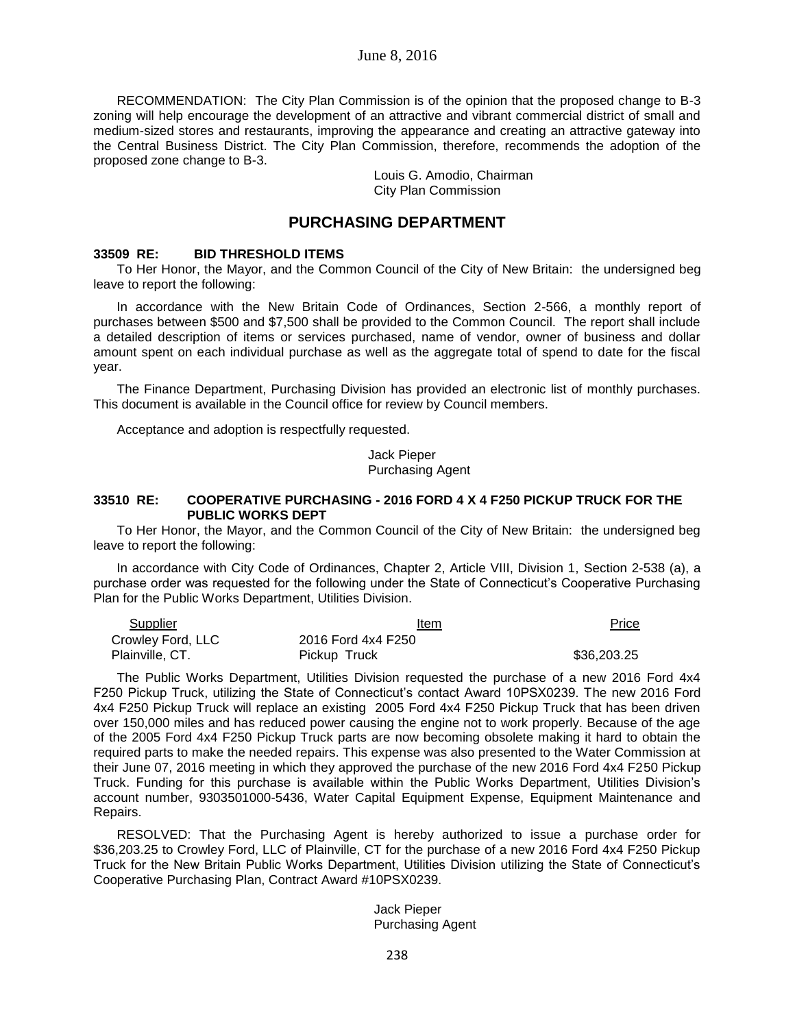RECOMMENDATION: The City Plan Commission is of the opinion that the proposed change to B-3 zoning will help encourage the development of an attractive and vibrant commercial district of small and medium-sized stores and restaurants, improving the appearance and creating an attractive gateway into the Central Business District. The City Plan Commission, therefore, recommends the adoption of the proposed zone change to B-3.

Louis G. Amodio, Chairman
City Plan Commission

## PURCHASING DEPARTMENT

**33509 RE: BID THRESHOLD ITEMS**

To Her Honor, the Mayor, and the Common Council of the City of New Britain: the undersigned beg leave to report the following:

In accordance with the New Britain Code of Ordinances, Section 2-566, a monthly report of purchases between $500 and $7,500 shall be provided to the Common Council. The report shall include a detailed description of items or services purchased, name of vendor, owner of business and dollar amount spent on each individual purchase as well as the aggregate total of spend to date for the fiscal year.

The Finance Department, Purchasing Division has provided an electronic list of monthly purchases. This document is available in the Council office for review by Council members.

Acceptance and adoption is respectfully requested.

Jack Pieper
Purchasing Agent

**33510 RE: COOPERATIVE PURCHASING - 2016 FORD 4 X 4 F250 PICKUP TRUCK FOR THE PUBLIC WORKS DEPT**

To Her Honor, the Mayor, and the Common Council of the City of New Britain: the undersigned beg leave to report the following:

In accordance with City Code of Ordinances, Chapter 2, Article VIII, Division 1, Section 2-538 (a), a purchase order was requested for the following under the State of Connecticut's Cooperative Purchasing Plan for the Public Works Department, Utilities Division.

| Supplier | Item | Price |
|---|---|---|
| Crowley Ford, LLC<br>Plainville, CT. | 2016 Ford 4x4 F250<br>Pickup Truck | $36,203.25 |

The Public Works Department, Utilities Division requested the purchase of a new 2016 Ford 4x4 F250 Pickup Truck, utilizing the State of Connecticut's contact Award 10PSX0239. The new 2016 Ford 4x4 F250 Pickup Truck will replace an existing 2005 Ford 4x4 F250 Pickup Truck that has been driven over 150,000 miles and has reduced power causing the engine not to work properly. Because of the age of the 2005 Ford 4x4 F250 Pickup Truck parts are now becoming obsolete making it hard to obtain the required parts to make the needed repairs. This expense was also presented to the Water Commission at their June 07, 2016 meeting in which they approved the purchase of the new 2016 Ford 4x4 F250 Pickup Truck. Funding for this purchase is available within the Public Works Department, Utilities Division's account number, 9303501000-5436, Water Capital Equipment Expense, Equipment Maintenance and Repairs.

RESOLVED: That the Purchasing Agent is hereby authorized to issue a purchase order for $36,203.25 to Crowley Ford, LLC of Plainville, CT for the purchase of a new 2016 Ford 4x4 F250 Pickup Truck for the New Britain Public Works Department, Utilities Division utilizing the State of Connecticut's Cooperative Purchasing Plan, Contract Award #10PSX0239.

Jack Pieper
Purchasing Agent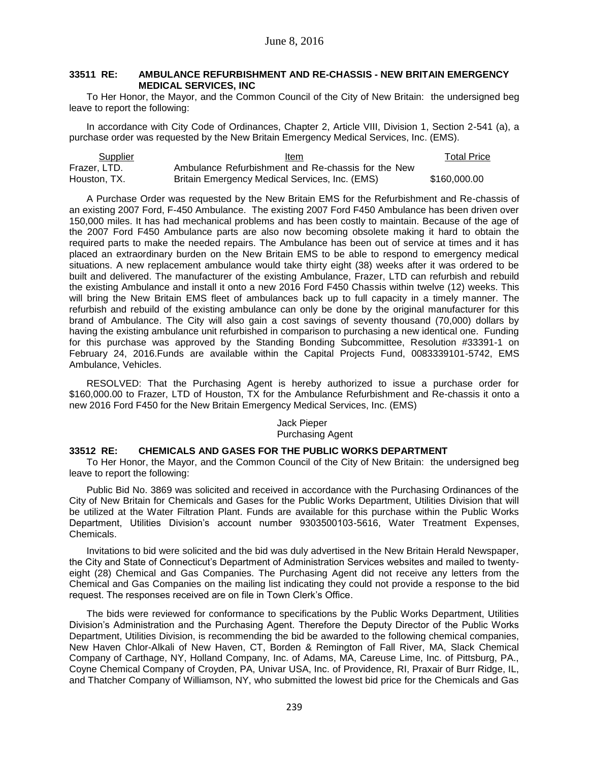### 33511 RE: AMBULANCE REFURBISHMENT AND RE-CHASSIS - NEW BRITAIN EMERGENCY MEDICAL SERVICES, INC

To Her Honor, the Mayor, and the Common Council of the City of New Britain: the undersigned beg leave to report the following:

In accordance with City Code of Ordinances, Chapter 2, Article VIII, Division 1, Section 2-541 (a), a purchase order was requested by the New Britain Emergency Medical Services, Inc. (EMS).

| Supplier | Item | Total Price |
|---|---|---|
| Frazer, LTD. Houston, TX. | Ambulance Refurbishment and Re-chassis for the New Britain Emergency Medical Services, Inc. (EMS) | $160,000.00 |

A Purchase Order was requested by the New Britain EMS for the Refurbishment and Re-chassis of an existing 2007 Ford, F-450 Ambulance. The existing 2007 Ford F450 Ambulance has been driven over 150,000 miles. It has had mechanical problems and has been costly to maintain. Because of the age of the 2007 Ford F450 Ambulance parts are also now becoming obsolete making it hard to obtain the required parts to make the needed repairs. The Ambulance has been out of service at times and it has placed an extraordinary burden on the New Britain EMS to be able to respond to emergency medical situations. A new replacement ambulance would take thirty eight (38) weeks after it was ordered to be built and delivered. The manufacturer of the existing Ambulance, Frazer, LTD can refurbish and rebuild the existing Ambulance and install it onto a new 2016 Ford F450 Chassis within twelve (12) weeks. This will bring the New Britain EMS fleet of ambulances back up to full capacity in a timely manner. The refurbish and rebuild of the existing ambulance can only be done by the original manufacturer for this brand of Ambulance. The City will also gain a cost savings of seventy thousand (70,000) dollars by having the existing ambulance unit refurbished in comparison to purchasing a new identical one. Funding for this purchase was approved by the Standing Bonding Subcommittee, Resolution #33391-1 on February 24, 2016.Funds are available within the Capital Projects Fund, 0083339101-5742, EMS Ambulance, Vehicles.

RESOLVED: That the Purchasing Agent is hereby authorized to issue a purchase order for $160,000.00 to Frazer, LTD of Houston, TX for the Ambulance Refurbishment and Re-chassis it onto a new 2016 Ford F450 for the New Britain Emergency Medical Services, Inc. (EMS)

Jack Pieper
Purchasing Agent

### 33512 RE: CHEMICALS AND GASES FOR THE PUBLIC WORKS DEPARTMENT

To Her Honor, the Mayor, and the Common Council of the City of New Britain: the undersigned beg leave to report the following:

Public Bid No. 3869 was solicited and received in accordance with the Purchasing Ordinances of the City of New Britain for Chemicals and Gases for the Public Works Department, Utilities Division that will be utilized at the Water Filtration Plant. Funds are available for this purchase within the Public Works Department, Utilities Division's account number 9303500103-5616, Water Treatment Expenses, Chemicals.

Invitations to bid were solicited and the bid was duly advertised in the New Britain Herald Newspaper, the City and State of Connecticut's Department of Administration Services websites and mailed to twenty-eight (28) Chemical and Gas Companies. The Purchasing Agent did not receive any letters from the Chemical and Gas Companies on the mailing list indicating they could not provide a response to the bid request. The responses received are on file in Town Clerk's Office.

The bids were reviewed for conformance to specifications by the Public Works Department, Utilities Division's Administration and the Purchasing Agent. Therefore the Deputy Director of the Public Works Department, Utilities Division, is recommending the bid be awarded to the following chemical companies, New Haven Chlor-Alkali of New Haven, CT, Borden & Remington of Fall River, MA, Slack Chemical Company of Carthage, NY, Holland Company, Inc. of Adams, MA, Careuse Lime, Inc. of Pittsburg, PA., Coyne Chemical Company of Croyden, PA, Univar USA, Inc. of Providence, RI, Praxair of Burr Ridge, IL, and Thatcher Company of Williamson, NY, who submitted the lowest bid price for the Chemicals and Gas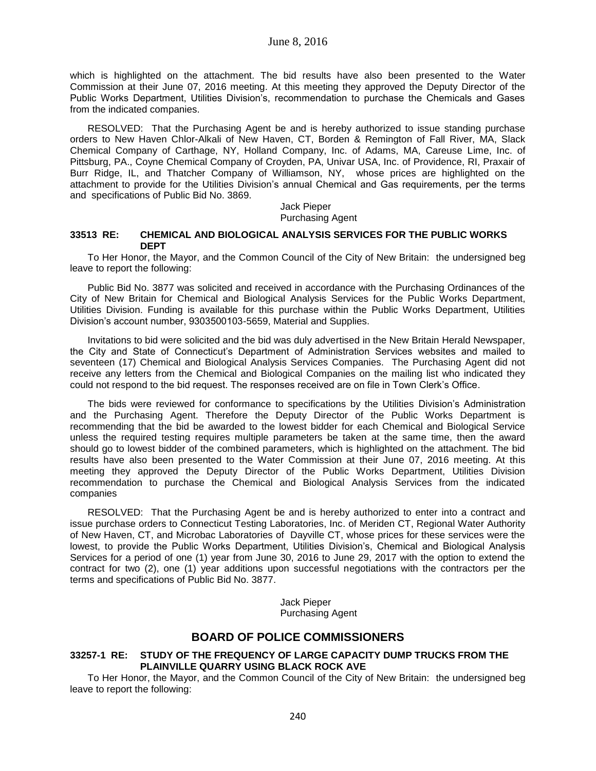which is highlighted on the attachment. The bid results have also been presented to the Water Commission at their June 07, 2016 meeting. At this meeting they approved the Deputy Director of the Public Works Department, Utilities Division's, recommendation to purchase the Chemicals and Gases from the indicated companies.

RESOLVED: That the Purchasing Agent be and is hereby authorized to issue standing purchase orders to New Haven Chlor-Alkali of New Haven, CT, Borden & Remington of Fall River, MA, Slack Chemical Company of Carthage, NY, Holland Company, Inc. of Adams, MA, Careuse Lime, Inc. of Pittsburg, PA., Coyne Chemical Company of Croyden, PA, Univar USA, Inc. of Providence, RI, Praxair of Burr Ridge, IL, and Thatcher Company of Williamson, NY, whose prices are highlighted on the attachment to provide for the Utilities Division's annual Chemical and Gas requirements, per the terms and specifications of Public Bid No. 3869.

Jack Pieper
Purchasing Agent

### 33513 RE: CHEMICAL AND BIOLOGICAL ANALYSIS SERVICES FOR THE PUBLIC WORKS DEPT

To Her Honor, the Mayor, and the Common Council of the City of New Britain: the undersigned beg leave to report the following:

Public Bid No. 3877 was solicited and received in accordance with the Purchasing Ordinances of the City of New Britain for Chemical and Biological Analysis Services for the Public Works Department, Utilities Division. Funding is available for this purchase within the Public Works Department, Utilities Division's account number, 9303500103-5659, Material and Supplies.

Invitations to bid were solicited and the bid was duly advertised in the New Britain Herald Newspaper, the City and State of Connecticut's Department of Administration Services websites and mailed to seventeen (17) Chemical and Biological Analysis Services Companies. The Purchasing Agent did not receive any letters from the Chemical and Biological Companies on the mailing list who indicated they could not respond to the bid request. The responses received are on file in Town Clerk's Office.

The bids were reviewed for conformance to specifications by the Utilities Division's Administration and the Purchasing Agent. Therefore the Deputy Director of the Public Works Department is recommending that the bid be awarded to the lowest bidder for each Chemical and Biological Service unless the required testing requires multiple parameters be taken at the same time, then the award should go to lowest bidder of the combined parameters, which is highlighted on the attachment. The bid results have also been presented to the Water Commission at their June 07, 2016 meeting. At this meeting they approved the Deputy Director of the Public Works Department, Utilities Division recommendation to purchase the Chemical and Biological Analysis Services from the indicated companies

RESOLVED: That the Purchasing Agent be and is hereby authorized to enter into a contract and issue purchase orders to Connecticut Testing Laboratories, Inc. of Meriden CT, Regional Water Authority of New Haven, CT, and Microbac Laboratories of Dayville CT, whose prices for these services were the lowest, to provide the Public Works Department, Utilities Division's, Chemical and Biological Analysis Services for a period of one (1) year from June 30, 2016 to June 29, 2017 with the option to extend the contract for two (2), one (1) year additions upon successful negotiations with the contractors per the terms and specifications of Public Bid No. 3877.

Jack Pieper
Purchasing Agent

## BOARD OF POLICE COMMISSIONERS

### 33257-1 RE: STUDY OF THE FREQUENCY OF LARGE CAPACITY DUMP TRUCKS FROM THE PLAINVILLE QUARRY USING BLACK ROCK AVE

To Her Honor, the Mayor, and the Common Council of the City of New Britain: the undersigned beg leave to report the following: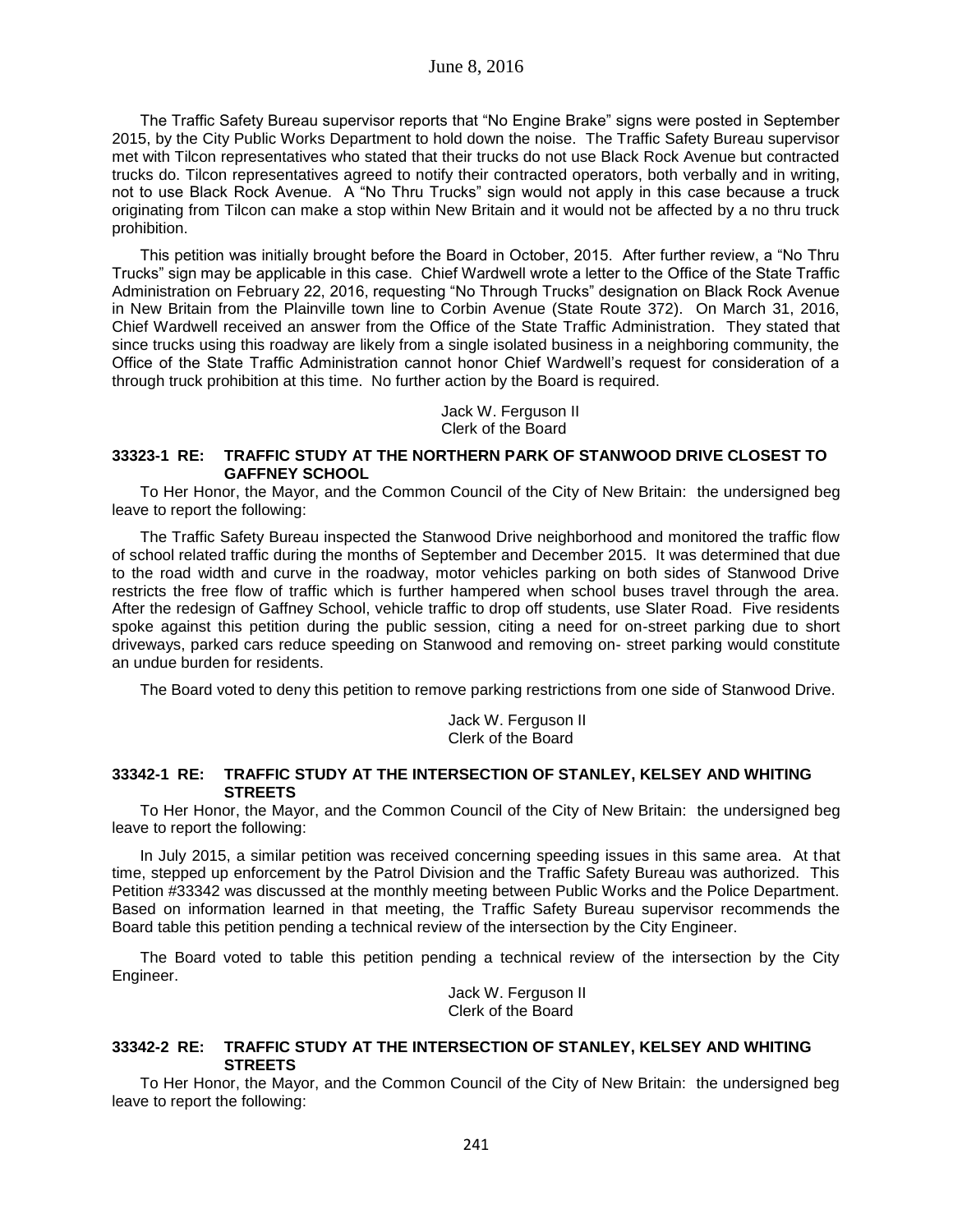The Traffic Safety Bureau supervisor reports that "No Engine Brake" signs were posted in September 2015, by the City Public Works Department to hold down the noise. The Traffic Safety Bureau supervisor met with Tilcon representatives who stated that their trucks do not use Black Rock Avenue but contracted trucks do. Tilcon representatives agreed to notify their contracted operators, both verbally and in writing, not to use Black Rock Avenue. A "No Thru Trucks" sign would not apply in this case because a truck originating from Tilcon can make a stop within New Britain and it would not be affected by a no thru truck prohibition.

This petition was initially brought before the Board in October, 2015. After further review, a "No Thru Trucks" sign may be applicable in this case. Chief Wardwell wrote a letter to the Office of the State Traffic Administration on February 22, 2016, requesting "No Through Trucks" designation on Black Rock Avenue in New Britain from the Plainville town line to Corbin Avenue (State Route 372). On March 31, 2016, Chief Wardwell received an answer from the Office of the State Traffic Administration. They stated that since trucks using this roadway are likely from a single isolated business in a neighboring community, the Office of the State Traffic Administration cannot honor Chief Wardwell's request for consideration of a through truck prohibition at this time. No further action by the Board is required.

Jack W. Ferguson II
Clerk of the Board

### 33323-1 RE: TRAFFIC STUDY AT THE NORTHERN PARK OF STANWOOD DRIVE CLOSEST TO GAFFNEY SCHOOL

To Her Honor, the Mayor, and the Common Council of the City of New Britain: the undersigned beg leave to report the following:

The Traffic Safety Bureau inspected the Stanwood Drive neighborhood and monitored the traffic flow of school related traffic during the months of September and December 2015. It was determined that due to the road width and curve in the roadway, motor vehicles parking on both sides of Stanwood Drive restricts the free flow of traffic which is further hampered when school buses travel through the area. After the redesign of Gaffney School, vehicle traffic to drop off students, use Slater Road. Five residents spoke against this petition during the public session, citing a need for on-street parking due to short driveways, parked cars reduce speeding on Stanwood and removing on- street parking would constitute an undue burden for residents.

The Board voted to deny this petition to remove parking restrictions from one side of Stanwood Drive.

Jack W. Ferguson II
Clerk of the Board

### 33342-1 RE: TRAFFIC STUDY AT THE INTERSECTION OF STANLEY, KELSEY AND WHITING STREETS

To Her Honor, the Mayor, and the Common Council of the City of New Britain: the undersigned beg leave to report the following:

In July 2015, a similar petition was received concerning speeding issues in this same area. At that time, stepped up enforcement by the Patrol Division and the Traffic Safety Bureau was authorized. This Petition #33342 was discussed at the monthly meeting between Public Works and the Police Department. Based on information learned in that meeting, the Traffic Safety Bureau supervisor recommends the Board table this petition pending a technical review of the intersection by the City Engineer.

The Board voted to table this petition pending a technical review of the intersection by the City Engineer.

Jack W. Ferguson II
Clerk of the Board

### 33342-2 RE: TRAFFIC STUDY AT THE INTERSECTION OF STANLEY, KELSEY AND WHITING STREETS

To Her Honor, the Mayor, and the Common Council of the City of New Britain: the undersigned beg leave to report the following: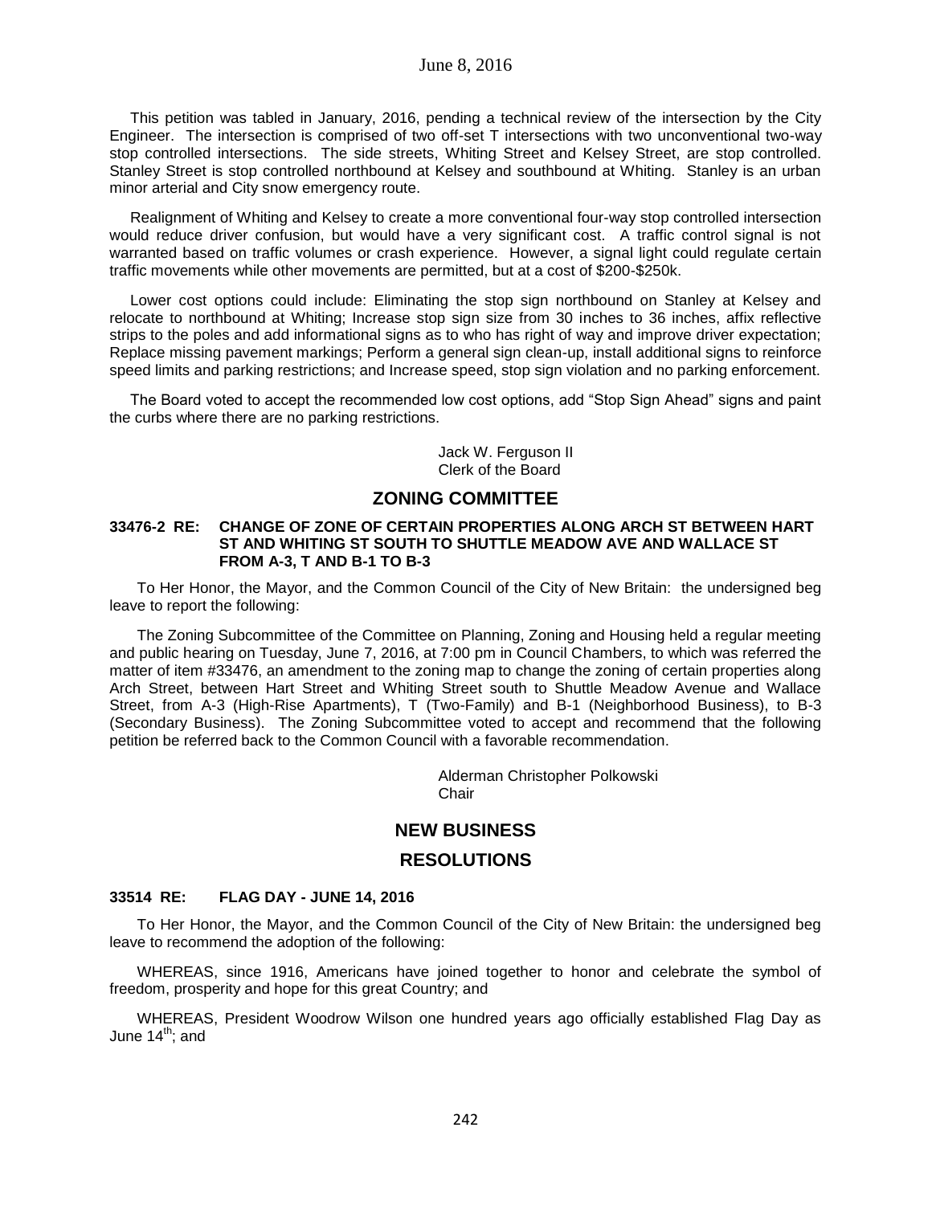This petition was tabled in January, 2016, pending a technical review of the intersection by the City Engineer. The intersection is comprised of two off-set T intersections with two unconventional two-way stop controlled intersections. The side streets, Whiting Street and Kelsey Street, are stop controlled. Stanley Street is stop controlled northbound at Kelsey and southbound at Whiting. Stanley is an urban minor arterial and City snow emergency route.

Realignment of Whiting and Kelsey to create a more conventional four-way stop controlled intersection would reduce driver confusion, but would have a very significant cost. A traffic control signal is not warranted based on traffic volumes or crash experience. However, a signal light could regulate certain traffic movements while other movements are permitted, but at a cost of $200-$250k.

Lower cost options could include: Eliminating the stop sign northbound on Stanley at Kelsey and relocate to northbound at Whiting; Increase stop sign size from 30 inches to 36 inches, affix reflective strips to the poles and add informational signs as to who has right of way and improve driver expectation; Replace missing pavement markings; Perform a general sign clean-up, install additional signs to reinforce speed limits and parking restrictions; and Increase speed, stop sign violation and no parking enforcement.

The Board voted to accept the recommended low cost options, add "Stop Sign Ahead" signs and paint the curbs where there are no parking restrictions.

Jack W. Ferguson II
Clerk of the Board

## ZONING COMMITTEE

### 33476-2 RE: CHANGE OF ZONE OF CERTAIN PROPERTIES ALONG ARCH ST BETWEEN HART ST AND WHITING ST SOUTH TO SHUTTLE MEADOW AVE AND WALLACE ST FROM A-3, T AND B-1 TO B-3

To Her Honor, the Mayor, and the Common Council of the City of New Britain: the undersigned beg leave to report the following:

The Zoning Subcommittee of the Committee on Planning, Zoning and Housing held a regular meeting and public hearing on Tuesday, June 7, 2016, at 7:00 pm in Council Chambers, to which was referred the matter of item #33476, an amendment to the zoning map to change the zoning of certain properties along Arch Street, between Hart Street and Whiting Street south to Shuttle Meadow Avenue and Wallace Street, from A-3 (High-Rise Apartments), T (Two-Family) and B-1 (Neighborhood Business), to B-3 (Secondary Business). The Zoning Subcommittee voted to accept and recommend that the following petition be referred back to the Common Council with a favorable recommendation.

Alderman Christopher Polkowski
Chair

## NEW BUSINESS

## RESOLUTIONS

### 33514 RE: FLAG DAY - JUNE 14, 2016

To Her Honor, the Mayor, and the Common Council of the City of New Britain: the undersigned beg leave to recommend the adoption of the following:

WHEREAS, since 1916, Americans have joined together to honor and celebrate the symbol of freedom, prosperity and hope for this great Country; and

WHEREAS, President Woodrow Wilson one hundred years ago officially established Flag Day as June 14th; and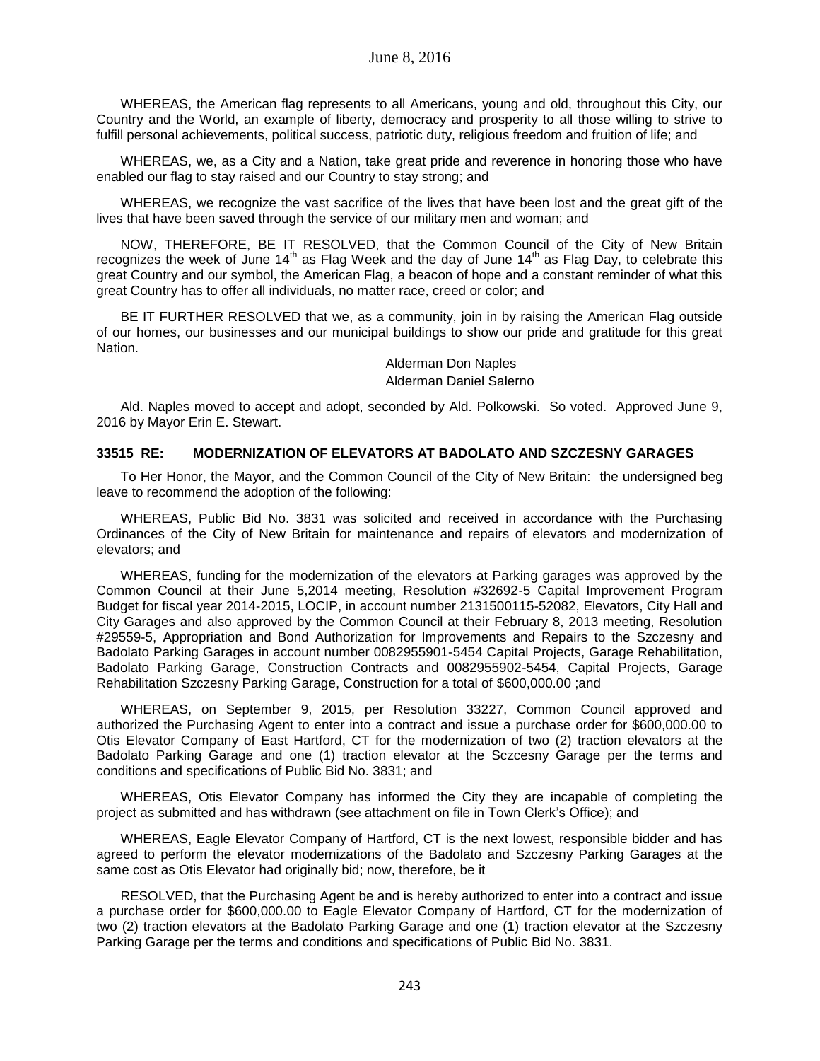WHEREAS, the American flag represents to all Americans, young and old, throughout this City, our Country and the World, an example of liberty, democracy and prosperity to all those willing to strive to fulfill personal achievements, political success, patriotic duty, religious freedom and fruition of life; and

WHEREAS, we, as a City and a Nation, take great pride and reverence in honoring those who have enabled our flag to stay raised and our Country to stay strong; and

WHEREAS, we recognize the vast sacrifice of the lives that have been lost and the great gift of the lives that have been saved through the service of our military men and woman; and

NOW, THEREFORE, BE IT RESOLVED, that the Common Council of the City of New Britain recognizes the week of June 14th as Flag Week and the day of June 14th as Flag Day, to celebrate this great Country and our symbol, the American Flag, a beacon of hope and a constant reminder of what this great Country has to offer all individuals, no matter race, creed or color; and

BE IT FURTHER RESOLVED that we, as a community, join in by raising the American Flag outside of our homes, our businesses and our municipal buildings to show our pride and gratitude for this great Nation.

Alderman Don Naples
Alderman Daniel Salerno

Ald. Naples moved to accept and adopt, seconded by Ald. Polkowski. So voted. Approved June 9, 2016 by Mayor Erin E. Stewart.

**33515 RE: MODERNIZATION OF ELEVATORS AT BADOLATO AND SZCZESNY GARAGES**

To Her Honor, the Mayor, and the Common Council of the City of New Britain: the undersigned beg leave to recommend the adoption of the following:

WHEREAS, Public Bid No. 3831 was solicited and received in accordance with the Purchasing Ordinances of the City of New Britain for maintenance and repairs of elevators and modernization of elevators; and

WHEREAS, funding for the modernization of the elevators at Parking garages was approved by the Common Council at their June 5,2014 meeting, Resolution #32692-5 Capital Improvement Program Budget for fiscal year 2014-2015, LOCIP, in account number 2131500115-52082, Elevators, City Hall and City Garages and also approved by the Common Council at their February 8, 2013 meeting, Resolution #29559-5, Appropriation and Bond Authorization for Improvements and Repairs to the Szczesny and Badolato Parking Garages in account number 0082955901-5454 Capital Projects, Garage Rehabilitation, Badolato Parking Garage, Construction Contracts and 0082955902-5454, Capital Projects, Garage Rehabilitation Szczesny Parking Garage, Construction for a total of $600,000.00 ;and

WHEREAS, on September 9, 2015, per Resolution 33227, Common Council approved and authorized the Purchasing Agent to enter into a contract and issue a purchase order for $600,000.00 to Otis Elevator Company of East Hartford, CT for the modernization of two (2) traction elevators at the Badolato Parking Garage and one (1) traction elevator at the Sczcesny Garage per the terms and conditions and specifications of Public Bid No. 3831; and

WHEREAS, Otis Elevator Company has informed the City they are incapable of completing the project as submitted and has withdrawn (see attachment on file in Town Clerk's Office); and

WHEREAS, Eagle Elevator Company of Hartford, CT is the next lowest, responsible bidder and has agreed to perform the elevator modernizations of the Badolato and Szczesny Parking Garages at the same cost as Otis Elevator had originally bid; now, therefore, be it

RESOLVED, that the Purchasing Agent be and is hereby authorized to enter into a contract and issue a purchase order for $600,000.00 to Eagle Elevator Company of Hartford, CT for the modernization of two (2) traction elevators at the Badolato Parking Garage and one (1) traction elevator at the Szczesny Parking Garage per the terms and conditions and specifications of Public Bid No. 3831.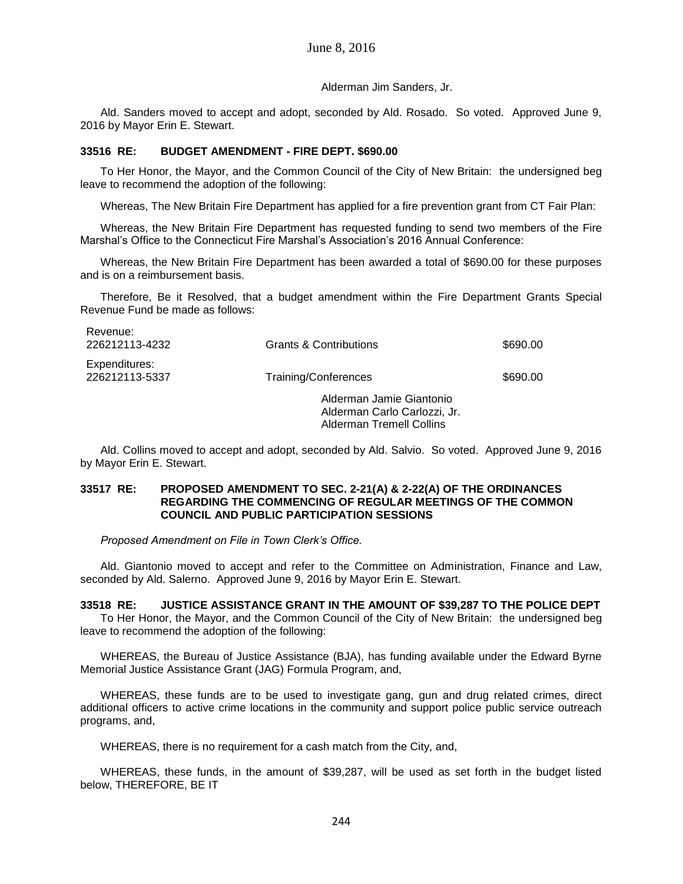Alderman Jim Sanders, Jr.

Ald. Sanders moved to accept and adopt, seconded by Ald. Rosado. So voted. Approved June 9, 2016 by Mayor Erin E. Stewart.

**33516 RE: BUDGET AMENDMENT - FIRE DEPT. $690.00**

To Her Honor, the Mayor, and the Common Council of the City of New Britain: the undersigned beg leave to recommend the adoption of the following:

Whereas, The New Britain Fire Department has applied for a fire prevention grant from CT Fair Plan:

Whereas, the New Britain Fire Department has requested funding to send two members of the Fire Marshal's Office to the Connecticut Fire Marshal's Association's 2016 Annual Conference:

Whereas, the New Britain Fire Department has been awarded a total of $690.00 for these purposes and is on a reimbursement basis.

Therefore, Be it Resolved, that a budget amendment within the Fire Department Grants Special Revenue Fund be made as follows:

| | | |
|---|---|---|
| Revenue: | | |
| 226212113-4232 | Grants & Contributions | $690.00 |
| Expenditures: | | |
| 226212113-5337 | Training/Conferences | $690.00 |

Alderman Jamie Giantonio
Alderman Carlo Carlozzi, Jr.
Alderman Tremell Collins

Ald. Collins moved to accept and adopt, seconded by Ald. Salvio. So voted. Approved June 9, 2016 by Mayor Erin E. Stewart.

**33517 RE: PROPOSED AMENDMENT TO SEC. 2-21(A) & 2-22(A) OF THE ORDINANCES REGARDING THE COMMENCING OF REGULAR MEETINGS OF THE COMMON COUNCIL AND PUBLIC PARTICIPATION SESSIONS**

*Proposed Amendment on File in Town Clerk's Office.*

Ald. Giantonio moved to accept and refer to the Committee on Administration, Finance and Law, seconded by Ald. Salerno. Approved June 9, 2016 by Mayor Erin E. Stewart.

**33518 RE: JUSTICE ASSISTANCE GRANT IN THE AMOUNT OF $39,287 TO THE POLICE DEPT**

To Her Honor, the Mayor, and the Common Council of the City of New Britain: the undersigned beg leave to recommend the adoption of the following:

WHEREAS, the Bureau of Justice Assistance (BJA), has funding available under the Edward Byrne Memorial Justice Assistance Grant (JAG) Formula Program, and,

WHEREAS, these funds are to be used to investigate gang, gun and drug related crimes, direct additional officers to active crime locations in the community and support police public service outreach programs, and,

WHEREAS, there is no requirement for a cash match from the City, and,

WHEREAS, these funds, in the amount of $39,287, will be used as set forth in the budget listed below, THEREFORE, BE IT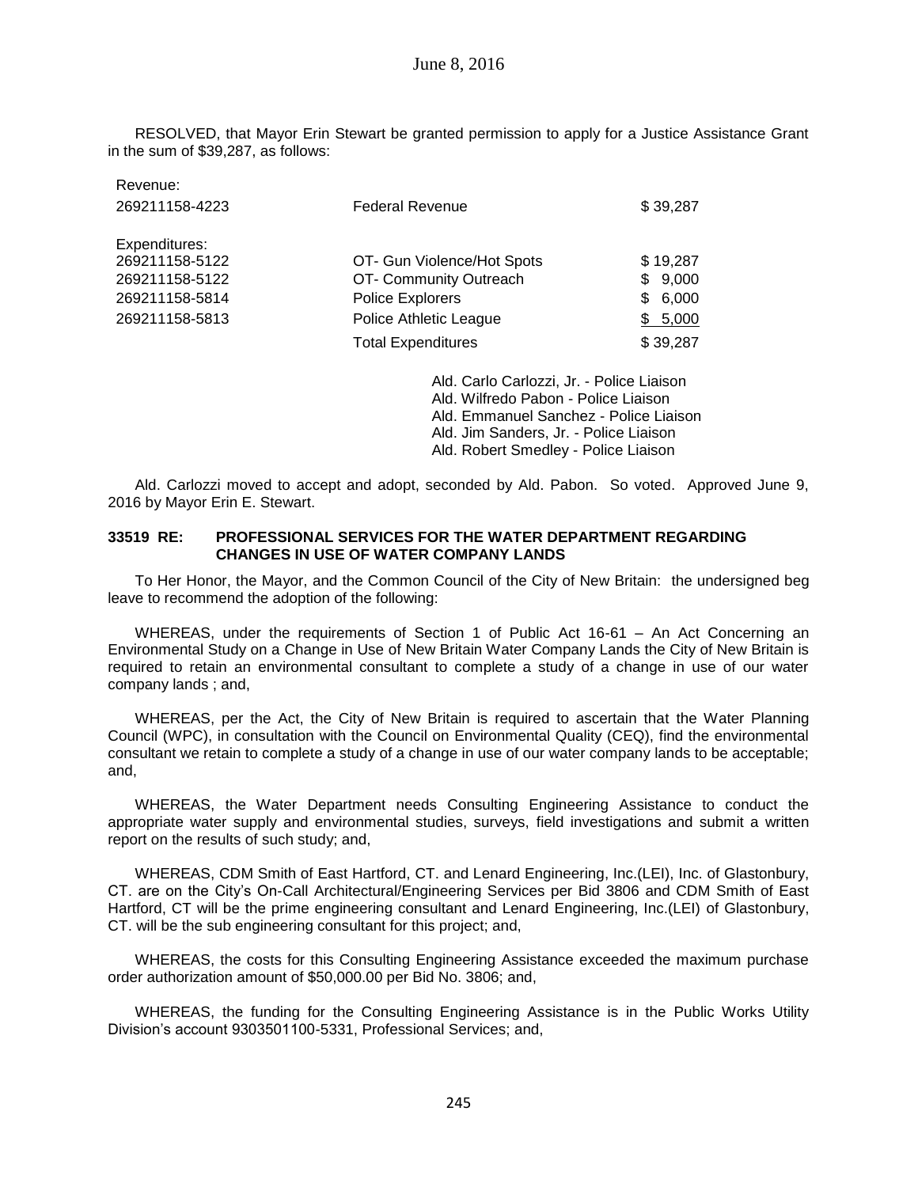RESOLVED, that Mayor Erin Stewart be granted permission to apply for a Justice Assistance Grant in the sum of $39,287, as follows:

| | | |
|---|---|---|
| Revenue: | | |
| 269211158-4223 | Federal Revenue | $ 39,287 |
| | | |
| Expenditures: | | |
| 269211158-5122 | OT- Gun Violence/Hot Spots | $ 19,287 |
| 269211158-5122 | OT- Community Outreach | $ 9,000 |
| 269211158-5814 | Police Explorers | $ 6,000 |
| 269211158-5813 | Police Athletic League | $ 5,000 |
| | Total Expenditures | $ 39,287 |

Ald. Carlo Carlozzi, Jr. - Police Liaison
Ald. Wilfredo Pabon - Police Liaison
Ald. Emmanuel Sanchez - Police Liaison
Ald. Jim Sanders, Jr. - Police Liaison
Ald. Robert Smedley - Police Liaison

Ald. Carlozzi moved to accept and adopt, seconded by Ald. Pabon. So voted. Approved June 9, 2016 by Mayor Erin E. Stewart.

**33519 RE: PROFESSIONAL SERVICES FOR THE WATER DEPARTMENT REGARDING CHANGES IN USE OF WATER COMPANY LANDS**

To Her Honor, the Mayor, and the Common Council of the City of New Britain: the undersigned beg leave to recommend the adoption of the following:

WHEREAS, under the requirements of Section 1 of Public Act 16-61 – An Act Concerning an Environmental Study on a Change in Use of New Britain Water Company Lands the City of New Britain is required to retain an environmental consultant to complete a study of a change in use of our water company lands ; and,

WHEREAS, per the Act, the City of New Britain is required to ascertain that the Water Planning Council (WPC), in consultation with the Council on Environmental Quality (CEQ), find the environmental consultant we retain to complete a study of a change in use of our water company lands to be acceptable; and,

WHEREAS, the Water Department needs Consulting Engineering Assistance to conduct the appropriate water supply and environmental studies, surveys, field investigations and submit a written report on the results of such study; and,

WHEREAS, CDM Smith of East Hartford, CT. and Lenard Engineering, Inc.(LEI), Inc. of Glastonbury, CT. are on the City's On-Call Architectural/Engineering Services per Bid 3806 and CDM Smith of East Hartford, CT will be the prime engineering consultant and Lenard Engineering, Inc.(LEI) of Glastonbury, CT. will be the sub engineering consultant for this project; and,

WHEREAS, the costs for this Consulting Engineering Assistance exceeded the maximum purchase order authorization amount of $50,000.00 per Bid No. 3806; and,

WHEREAS, the funding for the Consulting Engineering Assistance is in the Public Works Utility Division's account 9303501100-5331, Professional Services; and,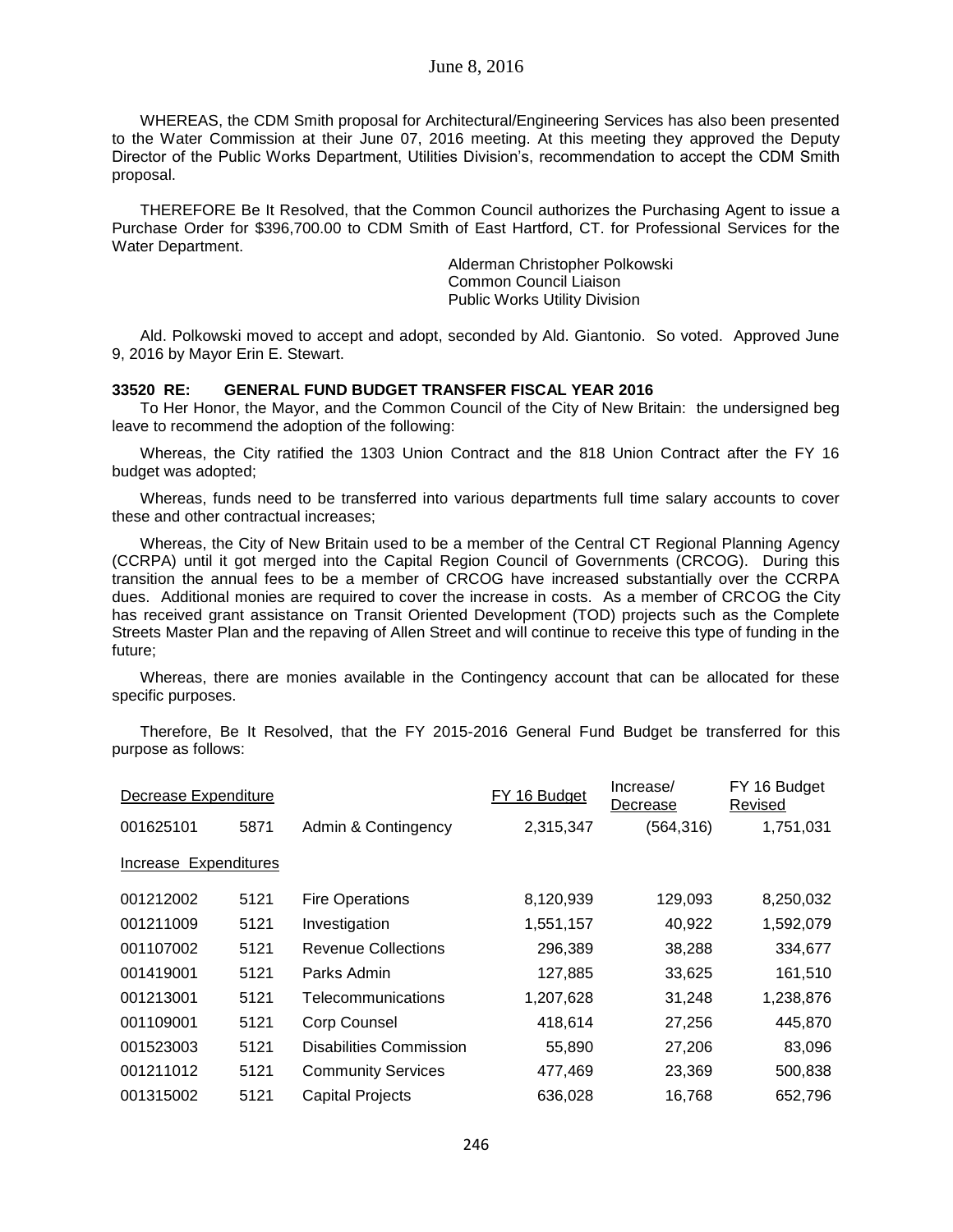WHEREAS, the CDM Smith proposal for Architectural/Engineering Services has also been presented to the Water Commission at their June 07, 2016 meeting. At this meeting they approved the Deputy Director of the Public Works Department, Utilities Division's, recommendation to accept the CDM Smith proposal.

THEREFORE Be It Resolved, that the Common Council authorizes the Purchasing Agent to issue a Purchase Order for $396,700.00 to CDM Smith of East Hartford, CT. for Professional Services for the Water Department.

Alderman Christopher Polkowski
Common Council Liaison
Public Works Utility Division

Ald. Polkowski moved to accept and adopt, seconded by Ald. Giantonio. So voted. Approved June 9, 2016 by Mayor Erin E. Stewart.

**33520 RE: GENERAL FUND BUDGET TRANSFER FISCAL YEAR 2016**

To Her Honor, the Mayor, and the Common Council of the City of New Britain: the undersigned beg leave to recommend the adoption of the following:

Whereas, the City ratified the 1303 Union Contract and the 818 Union Contract after the FY 16 budget was adopted;

Whereas, funds need to be transferred into various departments full time salary accounts to cover these and other contractual increases;

Whereas, the City of New Britain used to be a member of the Central CT Regional Planning Agency (CCRPA) until it got merged into the Capital Region Council of Governments (CRCOG). During this transition the annual fees to be a member of CRCOG have increased substantially over the CCRPA dues. Additional monies are required to cover the increase in costs. As a member of CRCOG the City has received grant assistance on Transit Oriented Development (TOD) projects such as the Complete Streets Master Plan and the repaving of Allen Street and will continue to receive this type of funding in the future;

Whereas, there are monies available in the Contingency account that can be allocated for these specific purposes.

Therefore, Be It Resolved, that the FY 2015-2016 General Fund Budget be transferred for this purpose as follows:

| Decrease Expenditure | | | FY 16 Budget | Increase/ Decrease | FY 16 Budget Revised |
|---|---|---|---|---|---|
| 001625101 | 5871 | Admin & Contingency | 2,315,347 | (564,316) | 1,751,031 |
| Increase Expenditures | | | | | |
| 001212002 | 5121 | Fire Operations | 8,120,939 | 129,093 | 8,250,032 |
| 001211009 | 5121 | Investigation | 1,551,157 | 40,922 | 1,592,079 |
| 001107002 | 5121 | Revenue Collections | 296,389 | 38,288 | 334,677 |
| 001419001 | 5121 | Parks Admin | 127,885 | 33,625 | 161,510 |
| 001213001 | 5121 | Telecommunications | 1,207,628 | 31,248 | 1,238,876 |
| 001109001 | 5121 | Corp Counsel | 418,614 | 27,256 | 445,870 |
| 001523003 | 5121 | Disabilities Commission | 55,890 | 27,206 | 83,096 |
| 001211012 | 5121 | Community Services | 477,469 | 23,369 | 500,838 |
| 001315002 | 5121 | Capital Projects | 636,028 | 16,768 | 652,796 |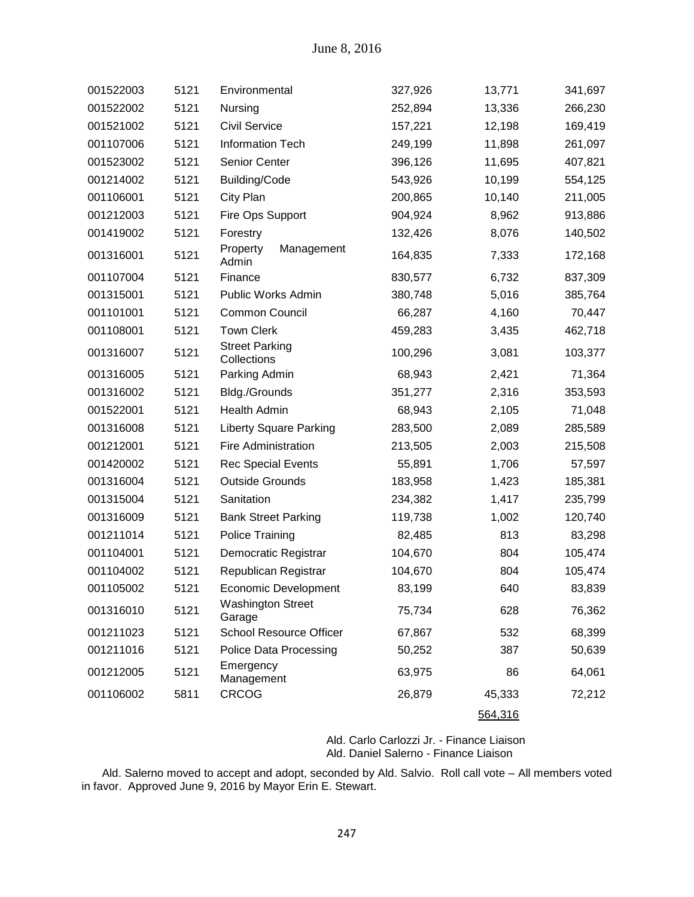| | | | | | |
|---|---|---|---|---|---|
| 001522003 | 5121 | Environmental | 327,926 | 13,771 | 341,697 |
| 001522002 | 5121 | Nursing | 252,894 | 13,336 | 266,230 |
| 001521002 | 5121 | Civil Service | 157,221 | 12,198 | 169,419 |
| 001107006 | 5121 | Information Tech | 249,199 | 11,898 | 261,097 |
| 001523002 | 5121 | Senior Center | 396,126 | 11,695 | 407,821 |
| 001214002 | 5121 | Building/Code | 543,926 | 10,199 | 554,125 |
| 001106001 | 5121 | City Plan | 200,865 | 10,140 | 211,005 |
| 001212003 | 5121 | Fire Ops Support | 904,924 | 8,962 | 913,886 |
| 001419002 | 5121 | Forestry | 132,426 | 8,076 | 140,502 |
| 001316001 | 5121 | Property Management Admin | 164,835 | 7,333 | 172,168 |
| 001107004 | 5121 | Finance | 830,577 | 6,732 | 837,309 |
| 001315001 | 5121 | Public Works Admin | 380,748 | 5,016 | 385,764 |
| 001101001 | 5121 | Common Council | 66,287 | 4,160 | 70,447 |
| 001108001 | 5121 | Town Clerk | 459,283 | 3,435 | 462,718 |
| 001316007 | 5121 | Street Parking Collections | 100,296 | 3,081 | 103,377 |
| 001316005 | 5121 | Parking Admin | 68,943 | 2,421 | 71,364 |
| 001316002 | 5121 | Bldg./Grounds | 351,277 | 2,316 | 353,593 |
| 001522001 | 5121 | Health Admin | 68,943 | 2,105 | 71,048 |
| 001316008 | 5121 | Liberty Square Parking | 283,500 | 2,089 | 285,589 |
| 001212001 | 5121 | Fire Administration | 213,505 | 2,003 | 215,508 |
| 001420002 | 5121 | Rec Special Events | 55,891 | 1,706 | 57,597 |
| 001316004 | 5121 | Outside Grounds | 183,958 | 1,423 | 185,381 |
| 001315004 | 5121 | Sanitation | 234,382 | 1,417 | 235,799 |
| 001316009 | 5121 | Bank Street Parking | 119,738 | 1,002 | 120,740 |
| 001211014 | 5121 | Police Training | 82,485 | 813 | 83,298 |
| 001104001 | 5121 | Democratic Registrar | 104,670 | 804 | 105,474 |
| 001104002 | 5121 | Republican Registrar | 104,670 | 804 | 105,474 |
| 001105002 | 5121 | Economic Development | 83,199 | 640 | 83,839 |
| 001316010 | 5121 | Washington Street Garage | 75,734 | 628 | 76,362 |
| 001211023 | 5121 | School Resource Officer | 67,867 | 532 | 68,399 |
| 001211016 | 5121 | Police Data Processing | 50,252 | 387 | 50,639 |
| 001212005 | 5121 | Emergency Management | 63,975 | 86 | 64,061 |
| 001106002 | 5811 | CRCOG | 26,879 | 45,333 | 72,212 |
| | | | | 564,316 | |

Ald. Carlo Carlozzi Jr. - Finance Liaison
Ald. Daniel Salerno - Finance Liaison

Ald. Salerno moved to accept and adopt, seconded by Ald. Salvio. Roll call vote – All members voted in favor. Approved June 9, 2016 by Mayor Erin E. Stewart.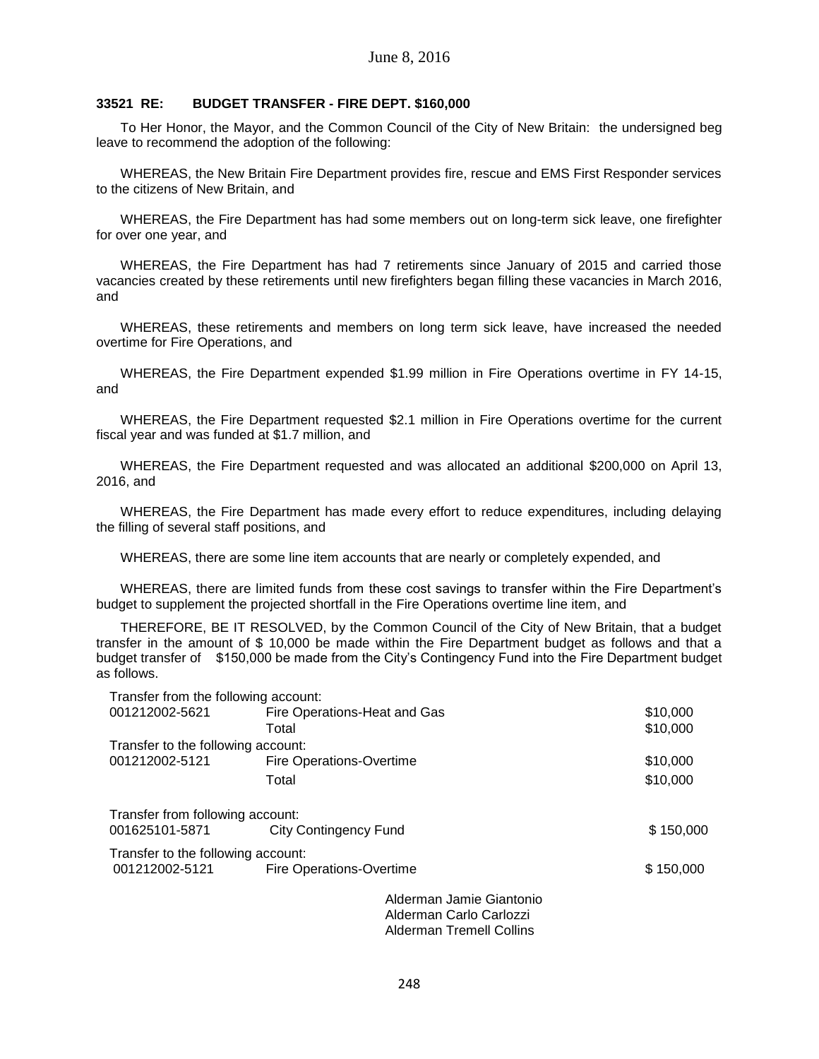June 8, 2016

### 33521 RE: BUDGET TRANSFER - FIRE DEPT. $160,000

To Her Honor, the Mayor, and the Common Council of the City of New Britain: the undersigned beg leave to recommend the adoption of the following:

WHEREAS, the New Britain Fire Department provides fire, rescue and EMS First Responder services to the citizens of New Britain, and

WHEREAS, the Fire Department has had some members out on long-term sick leave, one firefighter for over one year, and

WHEREAS, the Fire Department has had 7 retirements since January of 2015 and carried those vacancies created by these retirements until new firefighters began filling these vacancies in March 2016, and

WHEREAS, these retirements and members on long term sick leave, have increased the needed overtime for Fire Operations, and

WHEREAS, the Fire Department expended $1.99 million in Fire Operations overtime in FY 14-15, and

WHEREAS, the Fire Department requested $2.1 million in Fire Operations overtime for the current fiscal year and was funded at $1.7 million, and

WHEREAS, the Fire Department requested and was allocated an additional $200,000 on April 13, 2016, and

WHEREAS, the Fire Department has made every effort to reduce expenditures, including delaying the filling of several staff positions, and

WHEREAS, there are some line item accounts that are nearly or completely expended, and

WHEREAS, there are limited funds from these cost savings to transfer within the Fire Department's budget to supplement the projected shortfall in the Fire Operations overtime line item, and

THEREFORE, BE IT RESOLVED, by the Common Council of the City of New Britain, that a budget transfer in the amount of $ 10,000 be made within the Fire Department budget as follows and that a budget transfer of $150,000 be made from the City's Contingency Fund into the Fire Department budget as follows.

Transfer from the following account:

| | | |
|---|---|---|
| 001212002-5621 | Fire Operations-Heat and Gas | $10,000 |
| | Total | $10,000 |

Transfer to the following account:

| | | |
|---|---|---|
| 001212002-5121 | Fire Operations-Overtime | $10,000 |
| | Total | $10,000 |

Transfer from following account:

| | | |
|---|---|---|
| 001625101-5871 | City Contingency Fund | $ 150,000 |

Transfer to the following account:

| | | |
|---|---|---|
| 001212002-5121 | Fire Operations-Overtime | $ 150,000 |

Alderman Jamie Giantonio
Alderman Carlo Carlozzi
Alderman Tremell Collins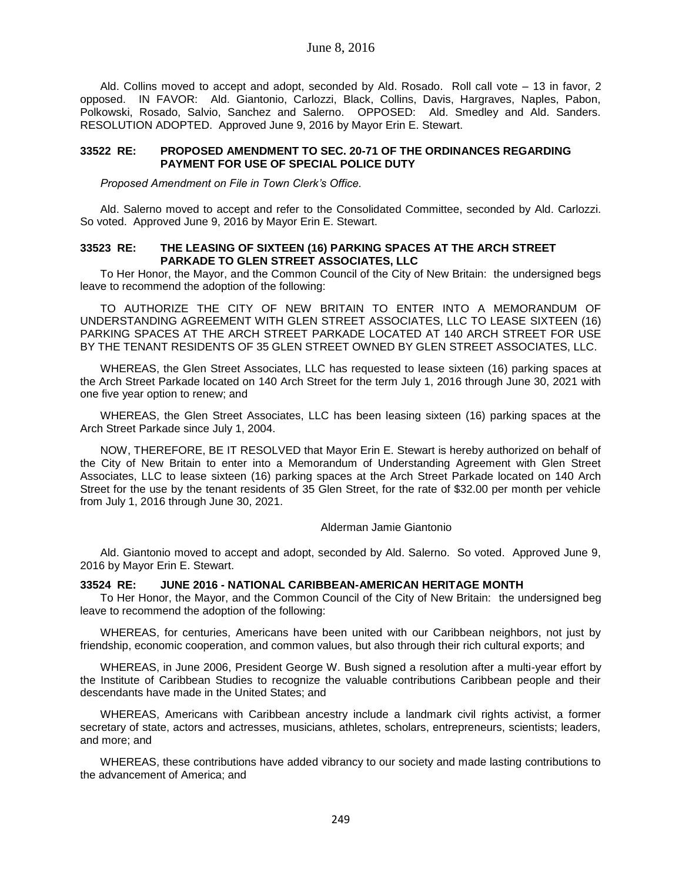Ald. Collins moved to accept and adopt, seconded by Ald. Rosado. Roll call vote – 13 in favor, 2 opposed. IN FAVOR: Ald. Giantonio, Carlozzi, Black, Collins, Davis, Hargraves, Naples, Pabon, Polkowski, Rosado, Salvio, Sanchez and Salerno. OPPOSED: Ald. Smedley and Ald. Sanders. RESOLUTION ADOPTED. Approved June 9, 2016 by Mayor Erin E. Stewart.

**33522 RE: PROPOSED AMENDMENT TO SEC. 20-71 OF THE ORDINANCES REGARDING PAYMENT FOR USE OF SPECIAL POLICE DUTY**

*Proposed Amendment on File in Town Clerk's Office.*

Ald. Salerno moved to accept and refer to the Consolidated Committee, seconded by Ald. Carlozzi. So voted. Approved June 9, 2016 by Mayor Erin E. Stewart.

**33523 RE: THE LEASING OF SIXTEEN (16) PARKING SPACES AT THE ARCH STREET PARKADE TO GLEN STREET ASSOCIATES, LLC**

To Her Honor, the Mayor, and the Common Council of the City of New Britain: the undersigned begs leave to recommend the adoption of the following:

TO AUTHORIZE THE CITY OF NEW BRITAIN TO ENTER INTO A MEMORANDUM OF UNDERSTANDING AGREEMENT WITH GLEN STREET ASSOCIATES, LLC TO LEASE SIXTEEN (16) PARKING SPACES AT THE ARCH STREET PARKADE LOCATED AT 140 ARCH STREET FOR USE BY THE TENANT RESIDENTS OF 35 GLEN STREET OWNED BY GLEN STREET ASSOCIATES, LLC.

WHEREAS, the Glen Street Associates, LLC has requested to lease sixteen (16) parking spaces at the Arch Street Parkade located on 140 Arch Street for the term July 1, 2016 through June 30, 2021 with one five year option to renew; and

WHEREAS, the Glen Street Associates, LLC has been leasing sixteen (16) parking spaces at the Arch Street Parkade since July 1, 2004.

NOW, THEREFORE, BE IT RESOLVED that Mayor Erin E. Stewart is hereby authorized on behalf of the City of New Britain to enter into a Memorandum of Understanding Agreement with Glen Street Associates, LLC to lease sixteen (16) parking spaces at the Arch Street Parkade located on 140 Arch Street for the use by the tenant residents of 35 Glen Street, for the rate of $32.00 per month per vehicle from July 1, 2016 through June 30, 2021.

Alderman Jamie Giantonio

Ald. Giantonio moved to accept and adopt, seconded by Ald. Salerno. So voted. Approved June 9, 2016 by Mayor Erin E. Stewart.

**33524 RE: JUNE 2016 - NATIONAL CARIBBEAN-AMERICAN HERITAGE MONTH**

To Her Honor, the Mayor, and the Common Council of the City of New Britain: the undersigned beg leave to recommend the adoption of the following:

WHEREAS, for centuries, Americans have been united with our Caribbean neighbors, not just by friendship, economic cooperation, and common values, but also through their rich cultural exports; and

WHEREAS, in June 2006, President George W. Bush signed a resolution after a multi-year effort by the Institute of Caribbean Studies to recognize the valuable contributions Caribbean people and their descendants have made in the United States; and

WHEREAS, Americans with Caribbean ancestry include a landmark civil rights activist, a former secretary of state, actors and actresses, musicians, athletes, scholars, entrepreneurs, scientists; leaders, and more; and

WHEREAS, these contributions have added vibrancy to our society and made lasting contributions to the advancement of America; and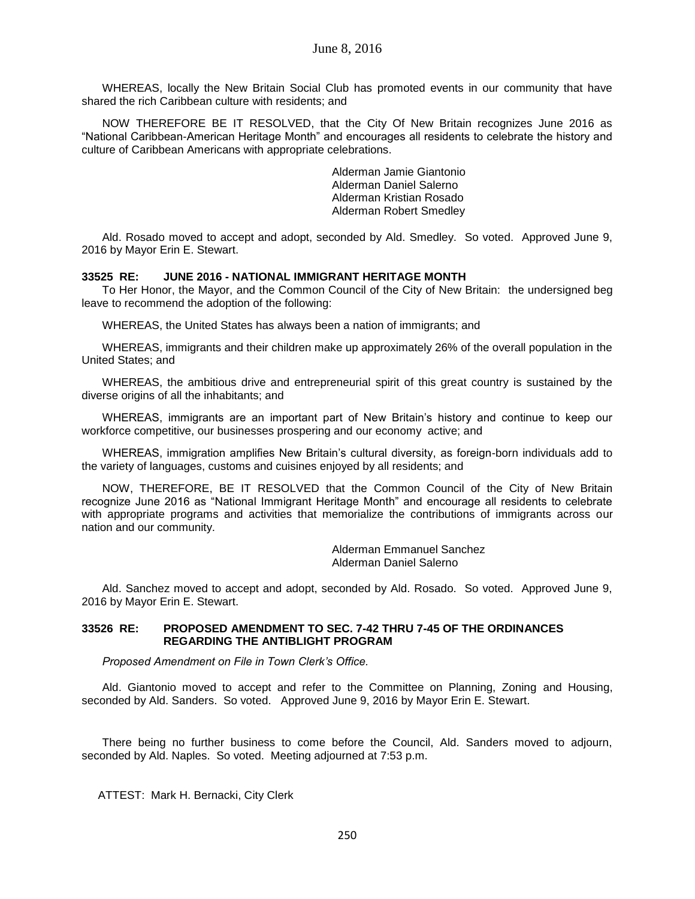WHEREAS, locally the New Britain Social Club has promoted events in our community that have shared the rich Caribbean culture with residents; and

NOW THEREFORE BE IT RESOLVED, that the City Of New Britain recognizes June 2016 as "National Caribbean-American Heritage Month" and encourages all residents to celebrate the history and culture of Caribbean Americans with appropriate celebrations.

Alderman Jamie Giantonio
Alderman Daniel Salerno
Alderman Kristian Rosado
Alderman Robert Smedley

Ald. Rosado moved to accept and adopt, seconded by Ald. Smedley. So voted. Approved June 9, 2016 by Mayor Erin E. Stewart.

**33525 RE: JUNE 2016 - NATIONAL IMMIGRANT HERITAGE MONTH**

To Her Honor, the Mayor, and the Common Council of the City of New Britain: the undersigned beg leave to recommend the adoption of the following:

WHEREAS, the United States has always been a nation of immigrants; and

WHEREAS, immigrants and their children make up approximately 26% of the overall population in the United States; and

WHEREAS, the ambitious drive and entrepreneurial spirit of this great country is sustained by the diverse origins of all the inhabitants; and

WHEREAS, immigrants are an important part of New Britain's history and continue to keep our workforce competitive, our businesses prospering and our economy active; and

WHEREAS, immigration amplifies New Britain's cultural diversity, as foreign-born individuals add to the variety of languages, customs and cuisines enjoyed by all residents; and

NOW, THEREFORE, BE IT RESOLVED that the Common Council of the City of New Britain recognize June 2016 as "National Immigrant Heritage Month" and encourage all residents to celebrate with appropriate programs and activities that memorialize the contributions of immigrants across our nation and our community.

Alderman Emmanuel Sanchez
Alderman Daniel Salerno

Ald. Sanchez moved to accept and adopt, seconded by Ald. Rosado. So voted. Approved June 9, 2016 by Mayor Erin E. Stewart.

**33526 RE: PROPOSED AMENDMENT TO SEC. 7-42 THRU 7-45 OF THE ORDINANCES REGARDING THE ANTIBLIGHT PROGRAM**

*Proposed Amendment on File in Town Clerk's Office.*

Ald. Giantonio moved to accept and refer to the Committee on Planning, Zoning and Housing, seconded by Ald. Sanders. So voted. Approved June 9, 2016 by Mayor Erin E. Stewart.

There being no further business to come before the Council, Ald. Sanders moved to adjourn, seconded by Ald. Naples. So voted. Meeting adjourned at 7:53 p.m.

ATTEST: Mark H. Bernacki, City Clerk